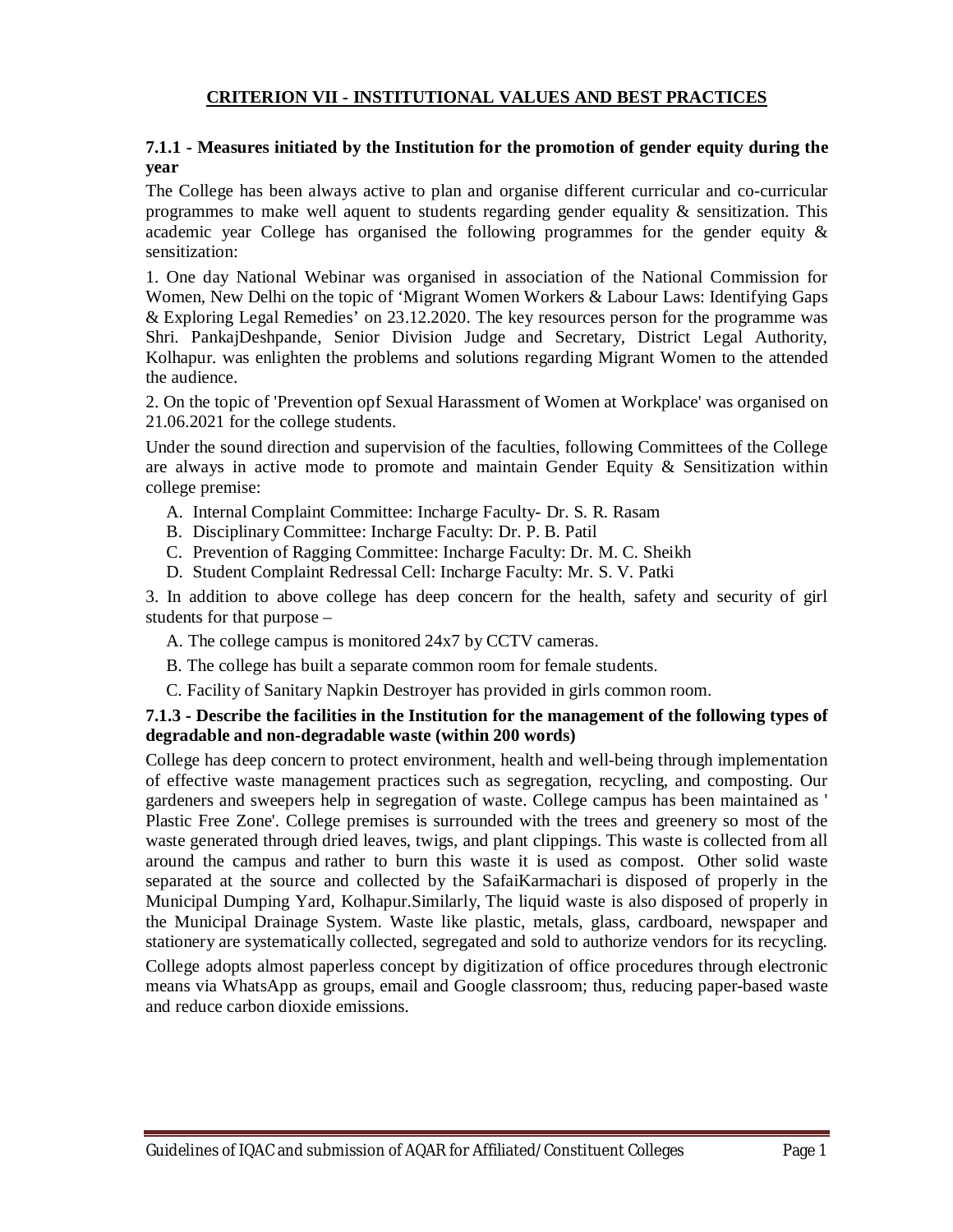## CRITERION VII - INSTITUTIONAL VALUES AND BEST PRACTICES

### 7.1.1 - Measures initiated by the Institution for the promotion of gender equity during the year

The College has been always active to plan and organise different curricular and co-curricular programmes to make well aquent to students regarding gender equality & sensitization. This academic year College has organised the following programmes for the gender equity & sensitization:

1. One day National Webinar was organised in association of the National Commission for Women, New Delhi on the topic of 'Migrant Women Workers & Labour Laws: Identifying Gaps & Exploring Legal Remedies' on 23.12.2020. The key resources person for the programme was Shri. PankajDeshpande, Senior Division Judge and Secretary, District Legal Authority, Kolhapur. was enlighten the problems and solutions regarding Migrant Women to the attended the audience.

2. On the topic of 'Prevention opf Sexual Harassment of Women at Workplace' was organised on 21.06.2021 for the college students.

Under the sound direction and supervision of the faculties, following Committees of the College are always in active mode to promote and maintain Gender Equity & Sensitization within college premise:

A. Internal Complaint Committee: Incharge Faculty- Dr. S. R. Rasam
B. Disciplinary Committee: Incharge Faculty: Dr. P. B. Patil
C. Prevention of Ragging Committee: Incharge Faculty: Dr. M. C. Sheikh
D. Student Complaint Redressal Cell: Incharge Faculty: Mr. S. V. Patki

3. In addition to above college has deep concern for the health, safety and security of girl students for that purpose –

A. The college campus is monitored 24x7 by CCTV cameras.

B. The college has built a separate common room for female students.

C. Facility of Sanitary Napkin Destroyer has provided in girls common room.

### 7.1.3 - Describe the facilities in the Institution for the management of the following types of degradable and non-degradable waste (within 200 words)

College has deep concern to protect environment, health and well-being through implementation of effective waste management practices such as segregation, recycling, and composting. Our gardeners and sweepers help in segregation of waste. College campus has been maintained as ' Plastic Free Zone'. College premises is surrounded with the trees and greenery so most of the waste generated through dried leaves, twigs, and plant clippings. This waste is collected from all around the campus and rather to burn this waste it is used as compost. Other solid waste separated at the source and collected by the SafaiKarmachari is disposed of properly in the Municipal Dumping Yard, Kolhapur.Similarly, The liquid waste is also disposed of properly in the Municipal Drainage System. Waste like plastic, metals, glass, cardboard, newspaper and stationery are systematically collected, segregated and sold to authorize vendors for its recycling.

College adopts almost paperless concept by digitization of office procedures through electronic means via WhatsApp as groups, email and Google classroom; thus, reducing paper-based waste and reduce carbon dioxide emissions.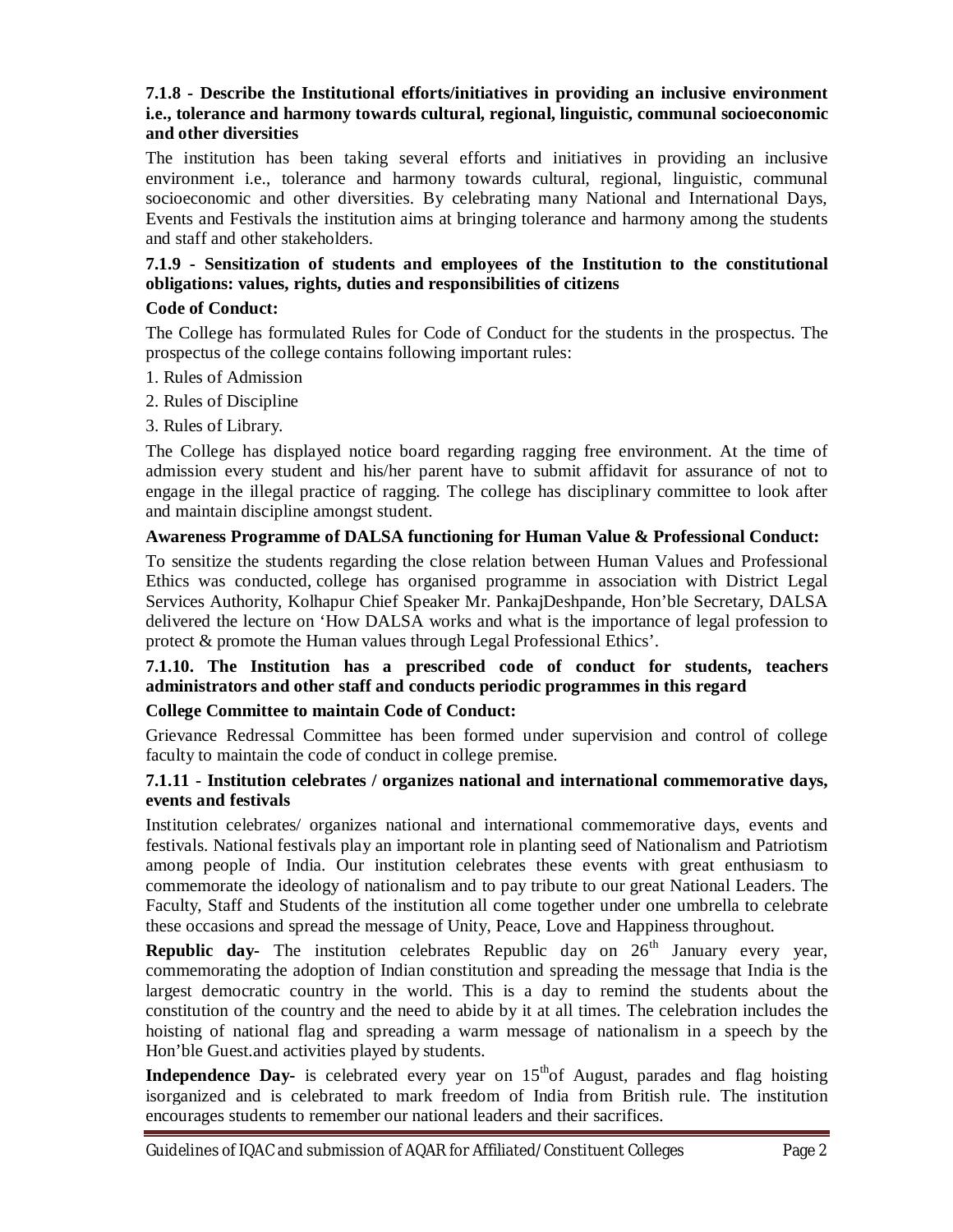**7.1.8 - Describe the Institutional efforts/initiatives in providing an inclusive environment i.e., tolerance and harmony towards cultural, regional, linguistic, communal socioeconomic and other diversities**

The institution has been taking several efforts and initiatives in providing an inclusive environment i.e., tolerance and harmony towards cultural, regional, linguistic, communal socioeconomic and other diversities. By celebrating many National and International Days, Events and Festivals the institution aims at bringing tolerance and harmony among the students and staff and other stakeholders.

**7.1.9 - Sensitization of students and employees of the Institution to the constitutional obligations: values, rights, duties and responsibilities of citizens**

**Code of Conduct:**

The College has formulated Rules for Code of Conduct for the students in the prospectus. The prospectus of the college contains following important rules:

1. Rules of Admission
2. Rules of Discipline
3. Rules of Library.

The College has displayed notice board regarding ragging free environment. At the time of admission every student and his/her parent have to submit affidavit for assurance of not to engage in the illegal practice of ragging. The college has disciplinary committee to look after and maintain discipline amongst student.

**Awareness Programme of DALSA functioning for Human Value & Professional Conduct:**

To sensitize the students regarding the close relation between Human Values and Professional Ethics was conducted, college has organised programme in association with District Legal Services Authority, Kolhapur Chief Speaker Mr. PankajDeshpande, Hon'ble Secretary, DALSA delivered the lecture on 'How DALSA works and what is the importance of legal profession to protect & promote the Human values through Legal Professional Ethics'.

**7.1.10. The Institution has a prescribed code of conduct for students, teachers administrators and other staff and conducts periodic programmes in this regard**

**College Committee to maintain Code of Conduct:**

Grievance Redressal Committee has been formed under supervision and control of college faculty to maintain the code of conduct in college premise.

**7.1.11 - Institution celebrates / organizes national and international commemorative days, events and festivals**

Institution celebrates/ organizes national and international commemorative days, events and festivals. National festivals play an important role in planting seed of Nationalism and Patriotism among people of India. Our institution celebrates these events with great enthusiasm to commemorate the ideology of nationalism and to pay tribute to our great National Leaders. The Faculty, Staff and Students of the institution all come together under one umbrella to celebrate these occasions and spread the message of Unity, Peace, Love and Happiness throughout.

**Republic day-** The institution celebrates Republic day on 26th January every year, commemorating the adoption of Indian constitution and spreading the message that India is the largest democratic country in the world. This is a day to remind the students about the constitution of the country and the need to abide by it at all times. The celebration includes the hoisting of national flag and spreading a warm message of nationalism in a speech by the Hon'ble Guest.and activities played by students.

**Independence Day-** is celebrated every year on 15thof August, parades and flag hoisting isorganized and is celebrated to mark freedom of India from British rule. The institution encourages students to remember our national leaders and their sacrifices.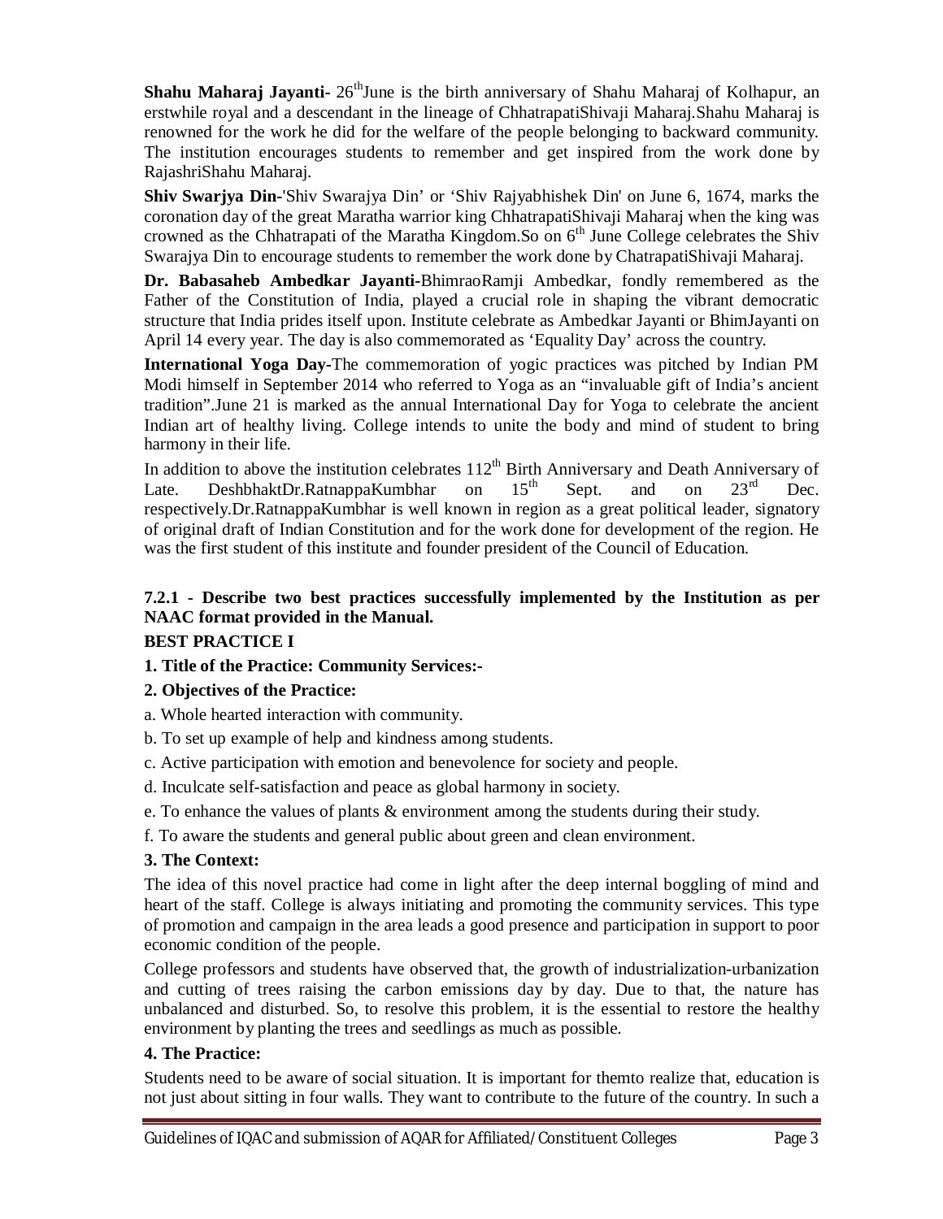**Shahu Maharaj Jayanti-** 26th June is the birth anniversary of Shahu Maharaj of Kolhapur, an erstwhile royal and a descendant in the lineage of ChhatrapatiShivaji Maharaj.Shahu Maharaj is renowned for the work he did for the welfare of the people belonging to backward community. The institution encourages students to remember and get inspired from the work done by RajashriShahu Maharaj.

**Shiv Swarjya Din-**'Shiv Swarajya Din' or 'Shiv Rajyabhishek Din' on June 6, 1674, marks the coronation day of the great Maratha warrior king ChhatrapatiShivaji Maharaj when the king was crowned as the Chhatrapati of the Maratha Kingdom.So on 6th June College celebrates the Shiv Swarajya Din to encourage students to remember the work done by ChatrapatiShivaji Maharaj.

**Dr. Babasaheb Ambedkar Jayanti-**BhimraoRamji Ambedkar, fondly remembered as the Father of the Constitution of India, played a crucial role in shaping the vibrant democratic structure that India prides itself upon. Institute celebrate as Ambedkar Jayanti or BhimJayanti on April 14 every year. The day is also commemorated as 'Equality Day' across the country.

**International Yoga Day-**The commemoration of yogic practices was pitched by Indian PM Modi himself in September 2014 who referred to Yoga as an "invaluable gift of India's ancient tradition".June 21 is marked as the annual International Day for Yoga to celebrate the ancient Indian art of healthy living. College intends to unite the body and mind of student to bring harmony in their life.

In addition to above the institution celebrates 112th Birth Anniversary and Death Anniversary of Late. DeshbhaktDr.RatnappaKumbhar on 15th Sept. and on 23rd Dec. respectively.Dr.RatnappaKumbhar is well known in region as a great political leader, signatory of original draft of Indian Constitution and for the work done for development of the region. He was the first student of this institute and founder president of the Council of Education.

**7.2.1 - Describe two best practices successfully implemented by the Institution as per NAAC format provided in the Manual.**

**BEST PRACTICE I**

**1. Title of the Practice: Community Services:-**

**2. Objectives of the Practice:**

a. Whole hearted interaction with community.

b. To set up example of help and kindness among students.

c. Active participation with emotion and benevolence for society and people.

d. Inculcate self-satisfaction and peace as global harmony in society.

e. To enhance the values of plants & environment among the students during their study.

f. To aware the students and general public about green and clean environment.

**3. The Context:**

The idea of this novel practice had come in light after the deep internal boggling of mind and heart of the staff. College is always initiating and promoting the community services. This type of promotion and campaign in the area leads a good presence and participation in support to poor economic condition of the people.

College professors and students have observed that, the growth of industrialization-urbanization and cutting of trees raising the carbon emissions day by day. Due to that, the nature has unbalanced and disturbed. So, to resolve this problem, it is the essential to restore the healthy environment by planting the trees and seedlings as much as possible.

**4. The Practice:**

Students need to be aware of social situation. It is important for themto realize that, education is not just about sitting in four walls. They want to contribute to the future of the country. In such a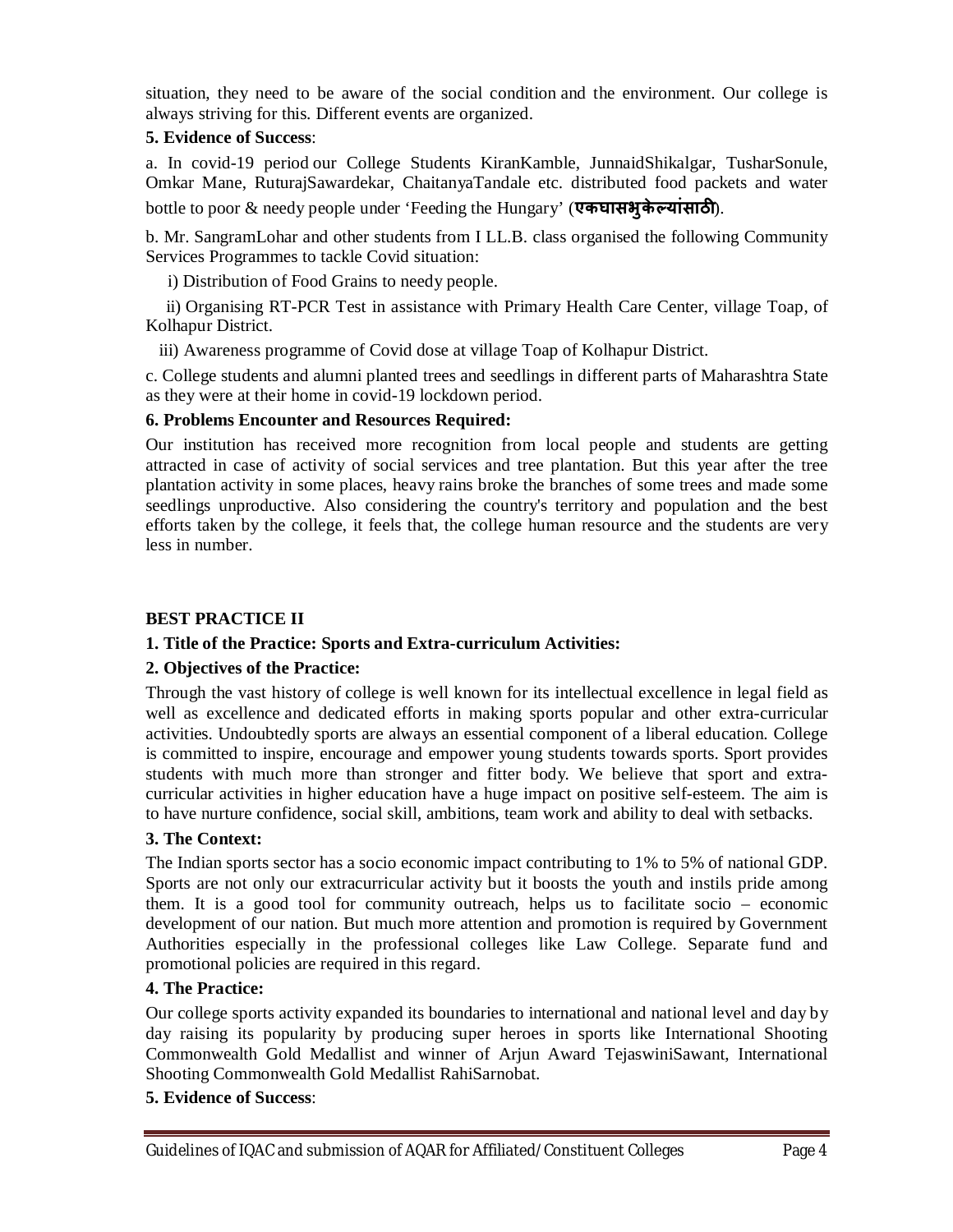situation, they need to be aware of the social condition and the environment. Our college is always striving for this. Different events are organized.

**5. Evidence of Success**:

a. In covid-19 period our College Students KiranKamble, JunnaidShikalgar, TusharSonule, Omkar Mane, RuturajSawardekar, ChaitanyaTandale etc. distributed food packets and water bottle to poor & needy people under 'Feeding the Hungary' (**एकघासभुकेल्यांसाठी**).

b. Mr. SangramLohar and other students from I LL.B. class organised the following Community Services Programmes to tackle Covid situation:

i) Distribution of Food Grains to needy people.

ii) Organising RT-PCR Test in assistance with Primary Health Care Center, village Toap, of Kolhapur District.

iii) Awareness programme of Covid dose at village Toap of Kolhapur District.

c. College students and alumni planted trees and seedlings in different parts of Maharashtra State as they were at their home in covid-19 lockdown period.

**6. Problems Encounter and Resources Required:**

Our institution has received more recognition from local people and students are getting attracted in case of activity of social services and tree plantation. But this year after the tree plantation activity in some places, heavy rains broke the branches of some trees and made some seedlings unproductive. Also considering the country's territory and population and the best efforts taken by the college, it feels that, the college human resource and the students are very less in number.

**BEST PRACTICE II**

**1. Title of the Practice: Sports and Extra-curriculum Activities:**

**2. Objectives of the Practice:**

Through the vast history of college is well known for its intellectual excellence in legal field as well as excellence and dedicated efforts in making sports popular and other extra-curricular activities. Undoubtedly sports are always an essential component of a liberal education. College is committed to inspire, encourage and empower young students towards sports. Sport provides students with much more than stronger and fitter body. We believe that sport and extra-curricular activities in higher education have a huge impact on positive self-esteem. The aim is to have nurture confidence, social skill, ambitions, team work and ability to deal with setbacks.

**3. The Context:**

The Indian sports sector has a socio economic impact contributing to 1% to 5% of national GDP. Sports are not only our extracurricular activity but it boosts the youth and instils pride among them. It is a good tool for community outreach, helps us to facilitate socio – economic development of our nation. But much more attention and promotion is required by Government Authorities especially in the professional colleges like Law College. Separate fund and promotional policies are required in this regard.

**4. The Practice:**

Our college sports activity expanded its boundaries to international and national level and day by day raising its popularity by producing super heroes in sports like International Shooting Commonwealth Gold Medallist and winner of Arjun Award TejaswiniSawant, International Shooting Commonwealth Gold Medallist RahiSarnobat.

**5. Evidence of Success**: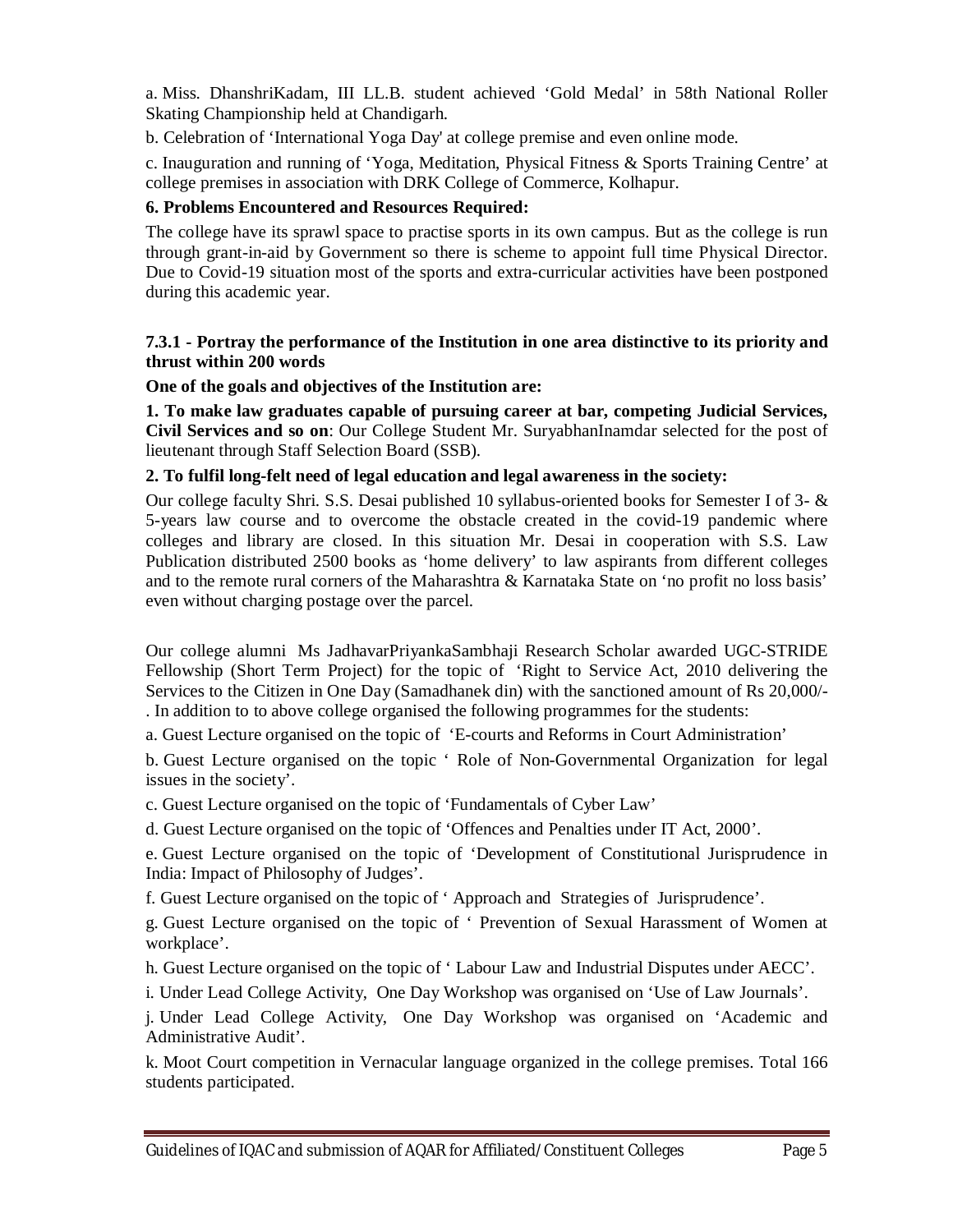a. Miss. DhanshriKadam, III LL.B. student achieved 'Gold Medal' in 58th National Roller Skating Championship held at Chandigarh.

b. Celebration of 'International Yoga Day' at college premise and even online mode.

c. Inauguration and running of 'Yoga, Meditation, Physical Fitness & Sports Training Centre' at college premises in association with DRK College of Commerce, Kolhapur.

**6. Problems Encountered and Resources Required:**

The college have its sprawl space to practise sports in its own campus. But as the college is run through grant-in-aid by Government so there is scheme to appoint full time Physical Director. Due to Covid-19 situation most of the sports and extra-curricular activities have been postponed during this academic year.

**7.3.1 - Portray the performance of the Institution in one area distinctive to its priority and thrust within 200 words**

**One of the goals and objectives of the Institution are:**

**1. To make law graduates capable of pursuing career at bar, competing Judicial Services, Civil Services and so on**: Our College Student Mr. SuryabhanInamdar selected for the post of lieutenant through Staff Selection Board (SSB).

**2. To fulfil long-felt need of legal education and legal awareness in the society:**

Our college faculty Shri. S.S. Desai published 10 syllabus-oriented books for Semester I of 3- & 5-years law course and to overcome the obstacle created in the covid-19 pandemic where colleges and library are closed. In this situation Mr. Desai in cooperation with S.S. Law Publication distributed 2500 books as 'home delivery' to law aspirants from different colleges and to the remote rural corners of the Maharashtra & Karnataka State on 'no profit no loss basis' even without charging postage over the parcel.

Our college alumni Ms JadhavarPriyankaSambhaji Research Scholar awarded UGC-STRIDE Fellowship (Short Term Project) for the topic of 'Right to Service Act, 2010 delivering the Services to the Citizen in One Day (Samadhanek din) with the sanctioned amount of Rs 20,000/-. In addition to to above college organised the following programmes for the students:

a. Guest Lecture organised on the topic of 'E-courts and Reforms in Court Administration'

b. Guest Lecture organised on the topic ' Role of Non-Governmental Organization for legal issues in the society'.

c. Guest Lecture organised on the topic of 'Fundamentals of Cyber Law'

d. Guest Lecture organised on the topic of 'Offences and Penalties under IT Act, 2000'.

e. Guest Lecture organised on the topic of 'Development of Constitutional Jurisprudence in India: Impact of Philosophy of Judges'.

f. Guest Lecture organised on the topic of ' Approach and Strategies of Jurisprudence'.

g. Guest Lecture organised on the topic of ' Prevention of Sexual Harassment of Women at workplace'.

h. Guest Lecture organised on the topic of ' Labour Law and Industrial Disputes under AECC'.

i. Under Lead College Activity, One Day Workshop was organised on 'Use of Law Journals'.

j. Under Lead College Activity, One Day Workshop was organised on 'Academic and Administrative Audit'.

k. Moot Court competition in Vernacular language organized in the college premises. Total 166 students participated.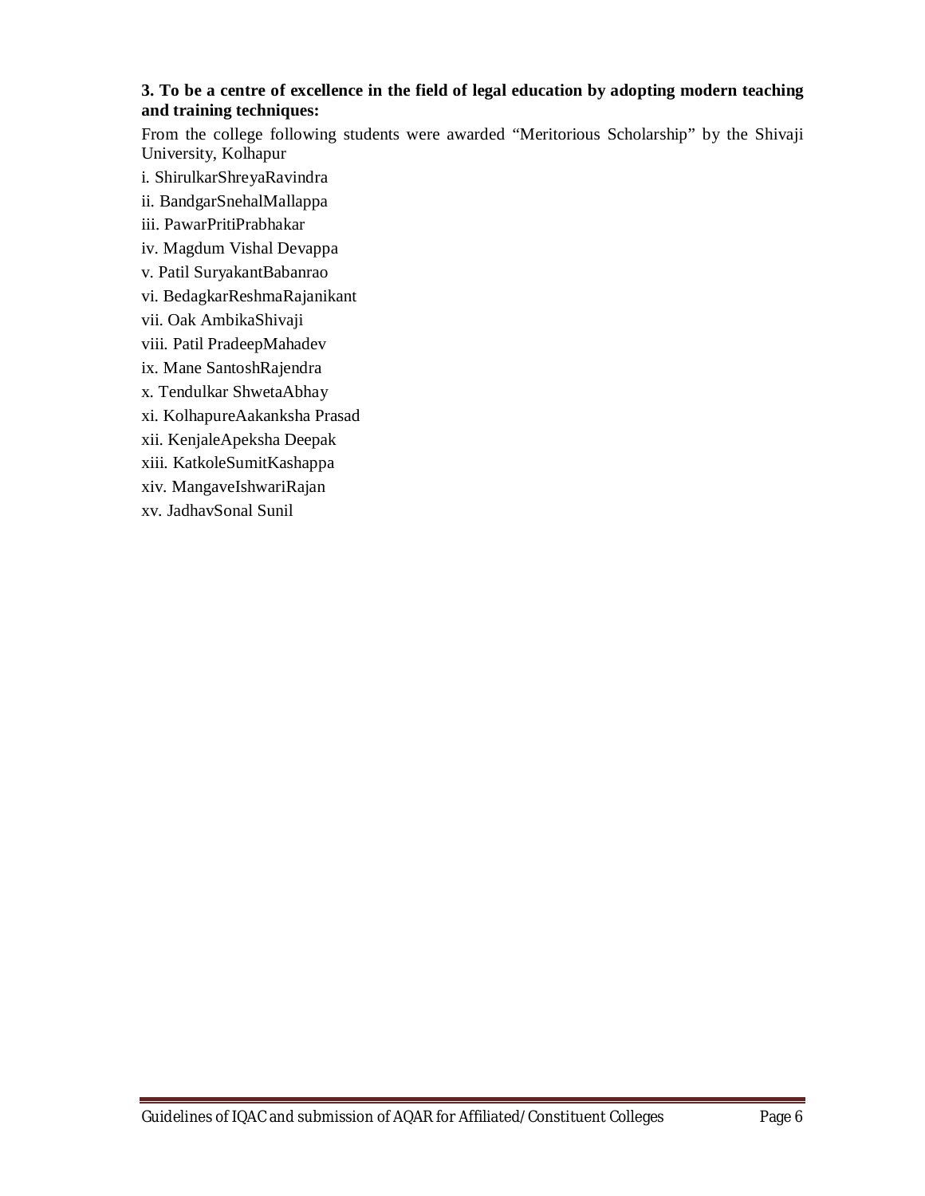**3. To be a centre of excellence in the field of legal education by adopting modern teaching and training techniques:**

From the college following students were awarded "Meritorious Scholarship" by the Shivaji University, Kolhapur

i. ShirulkarShreyaRavindra

ii. BandgarSnehalMallappa

iii. PawarPritiPrabhakar

iv. Magdum Vishal Devappa

v. Patil SuryakantBabanrao

vi. BedagkarReshmaRajanikant

vii. Oak AmbikaShivaji

viii. Patil PradeepMahadev

ix. Mane SantoshRajendra

x. Tendulkar ShwetaAbhay

xi. KolhapureAakanksha Prasad

xii. KenjaleApeksha Deepak

xiii. KatkoleSumitKashappa

xiv. MangaveIshwariRajan

xv. JadhavSonal Sunil